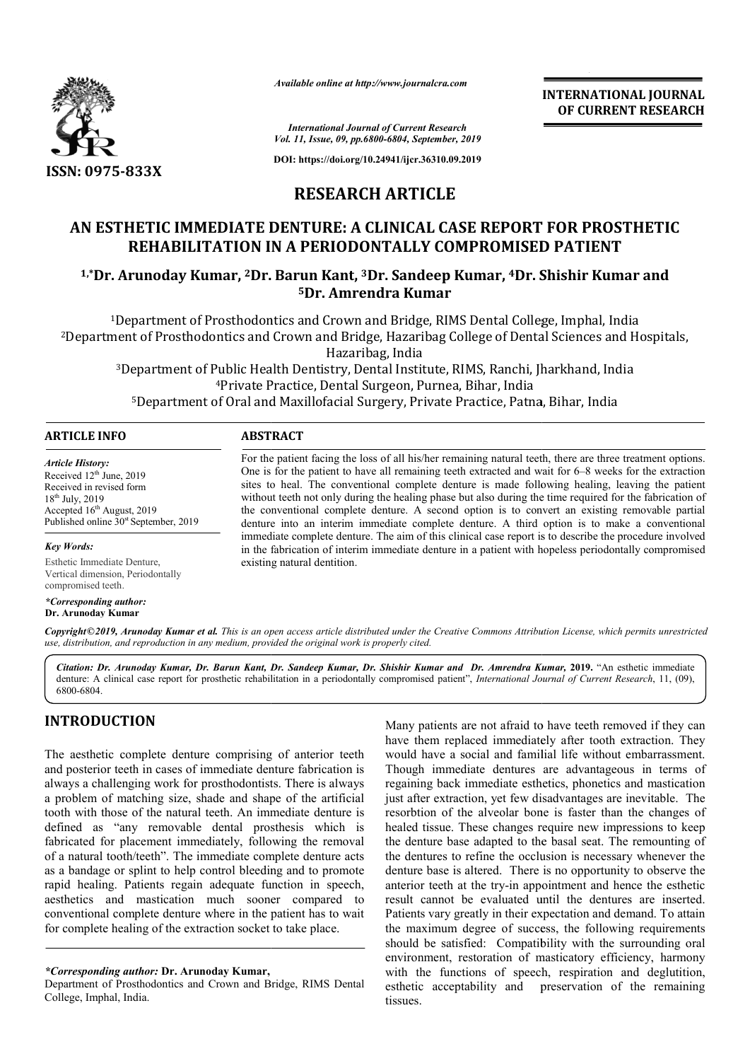*Available online at http://www.journalcra.com*

*International Journal of Current Research*
*Vol. 11, Issue, 09, pp.6800-6804, September, 2019*

**DOI: https://doi.org/10.24941/ijcr.36310.09.2019**

**INTERNATIONAL JOURNAL OF CURRENT RESEARCH**

**ISSN: 0975-833X**

# RESEARCH ARTICLE

# AN ESTHETIC IMMEDIATE DENTURE: A CLINICAL CASE REPORT FOR PROSTHETIC REHABILITATION IN A PERIODONTALLY COMPROMISED PATIENT

**[1,*]Dr. Arunoday Kumar, [2]Dr. Barun Kant, [3]Dr. Sandeep Kumar, [4]Dr. Shishir Kumar and [5]Dr. Amrendra Kumar**

[1]Department of Prosthodontics and Crown and Bridge, RIMS Dental College, Imphal, India
[2]Department of Prosthodontics and Crown and Bridge, Hazaribag College of Dental Sciences and Hospitals, Hazaribag, India
[3]Department of Public Health Dentistry, Dental Institute, RIMS, Ranchi, Jharkhand, India
[4]Private Practice, Dental Surgeon, Purnea, Bihar, India
[5]Department of Oral and Maxillofacial Surgery, Private Practice, Patna, Bihar, India

## ARTICLE INFO

*Article History:*
Received 12th June, 2019
Received in revised form 18th July, 2019
Accepted 16th August, 2019
Published online 30st September, 2019

*Key Words:*
Esthetic Immediate Denture, Vertical dimension, Periodontally compromised teeth.

*\*Corresponding author:*
**Dr. Arunoday Kumar**

## ABSTRACT

For the patient facing the loss of all his/her remaining natural teeth, there are three treatment options. One is for the patient to have all remaining teeth extracted and wait for 6–8 weeks for the extraction sites to heal. The conventional complete denture is made following healing, leaving the patient without teeth not only during the healing phase but also during the time required for the fabrication of the conventional complete denture. A second option is to convert an existing removable partial denture into an interim immediate complete denture. A third option is to make a conventional immediate complete denture. The aim of this clinical case report is to describe the procedure involved in the fabrication of interim immediate denture in a patient with hopeless periodontally compromised existing natural dentition.

*Copyright©2019, Arunoday Kumar et al. This is an open access article distributed under the Creative Commons Attribution License, which permits unrestricted use, distribution, and reproduction in any medium, provided the original work is properly cited.*

*Citation: Dr. Arunoday Kumar, Dr. Barun Kant, Dr. Sandeep Kumar, Dr. Shishir Kumar and Dr. Amrendra Kumar,* **2019.** "An esthetic immediate denture: A clinical case report for prosthetic rehabilitation in a periodontally compromised patient", *International Journal of Current Research*, 11, (09), 6800-6804.

## INTRODUCTION

The aesthetic complete denture comprising of anterior teeth and posterior teeth in cases of immediate denture fabrication is always a challenging work for prosthodontists. There is always a problem of matching size, shade and shape of the artificial tooth with those of the natural teeth. An immediate denture is defined as "any removable dental prosthesis which is fabricated for placement immediately, following the removal of a natural tooth/teeth". The immediate complete denture acts as a bandage or splint to help control bleeding and to promote rapid healing. Patients regain adequate function in speech, aesthetics and mastication much sooner compared to conventional complete denture where in the patient has to wait for complete healing of the extraction socket to take place.

Many patients are not afraid to have teeth removed if they can have them replaced immediately after tooth extraction. They would have a social and familial life without embarrassment. Though immediate dentures are advantageous in terms of regaining back immediate esthetics, phonetics and mastication just after extraction, yet few disadvantages are inevitable. The resorbtion of the alveolar bone is faster than the changes of healed tissue. These changes require new impressions to keep the denture base adapted to the basal seat. The remounting of the dentures to refine the occlusion is necessary whenever the denture base is altered. There is no opportunity to observe the anterior teeth at the try-in appointment and hence the esthetic result cannot be evaluated until the dentures are inserted. Patients vary greatly in their expectation and demand. To attain the maximum degree of success, the following requirements should be satisfied: Compatibility with the surrounding oral environment, restoration of masticatory efficiency, harmony with the functions of speech, respiration and deglutition, esthetic acceptability and preservation of the remaining tissues.

*\*Corresponding author:* **Dr. Arunoday Kumar,**
Department of Prosthodontics and Crown and Bridge, RIMS Dental College, Imphal, India.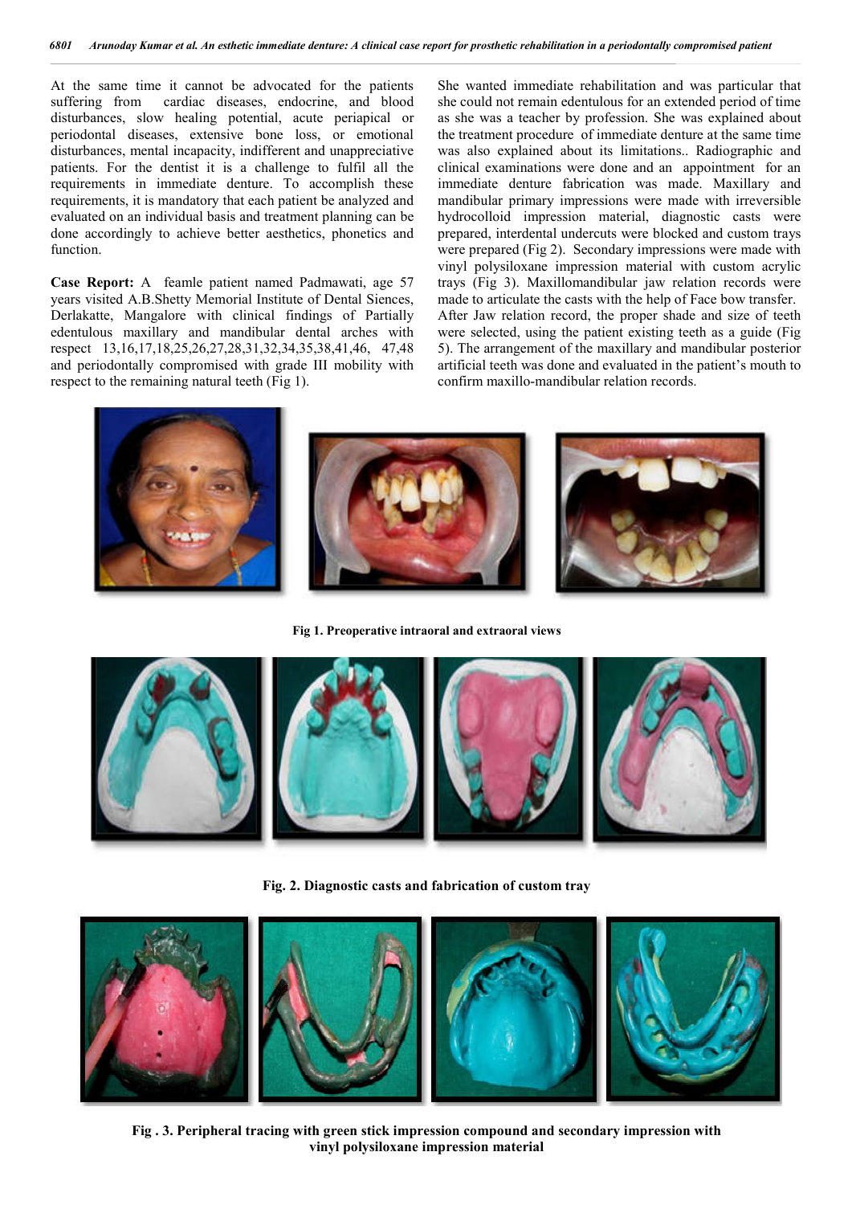At the same time it cannot be advocated for the patients suffering from cardiac diseases, endocrine, and blood disturbances, slow healing potential, acute periapical or periodontal diseases, extensive bone loss, or emotional disturbances, mental incapacity, indifferent and unappreciative patients. For the dentist it is a challenge to fulfil all the requirements in immediate denture. To accomplish these requirements, it is mandatory that each patient be analyzed and evaluated on an individual basis and treatment planning can be done accordingly to achieve better aesthetics, phonetics and function.

**Case Report:** A feamle patient named Padmawati, age 57 years visited A.B.Shetty Memorial Institute of Dental Siences, Derlakatte, Mangalore with clinical findings of Partially edentulous maxillary and mandibular dental arches with respect 13,16,17,18,25,26,27,28,31,32,34,35,38,41,46, 47,48 and periodontally compromised with grade III mobility with respect to the remaining natural teeth (Fig 1).

She wanted immediate rehabilitation and was particular that she could not remain edentulous for an extended period of time as she was a teacher by profession. She was explained about the treatment procedure of immediate denture at the same time was also explained about its limitations.. Radiographic and clinical examinations were done and an appointment for an immediate denture fabrication was made. Maxillary and mandibular primary impressions were made with irreversible hydrocolloid impression material, diagnostic casts were prepared, interdental undercuts were blocked and custom trays were prepared (Fig 2). Secondary impressions were made with vinyl polysiloxane impression material with custom acrylic trays (Fig 3). Maxillomandibular jaw relation records were made to articulate the casts with the help of Face bow transfer. After Jaw relation record, the proper shade and size of teeth were selected, using the patient existing teeth as a guide (Fig 5). The arrangement of the maxillary and mandibular posterior artificial teeth was done and evaluated in the patient's mouth to confirm maxillo-mandibular relation records.

**Fig 1. Preoperative intraoral and extraoral views**

**Fig. 2. Diagnostic casts and fabrication of custom tray**

**Fig . 3. Peripheral tracing with green stick impression compound and secondary impression with vinyl polysiloxane impression material**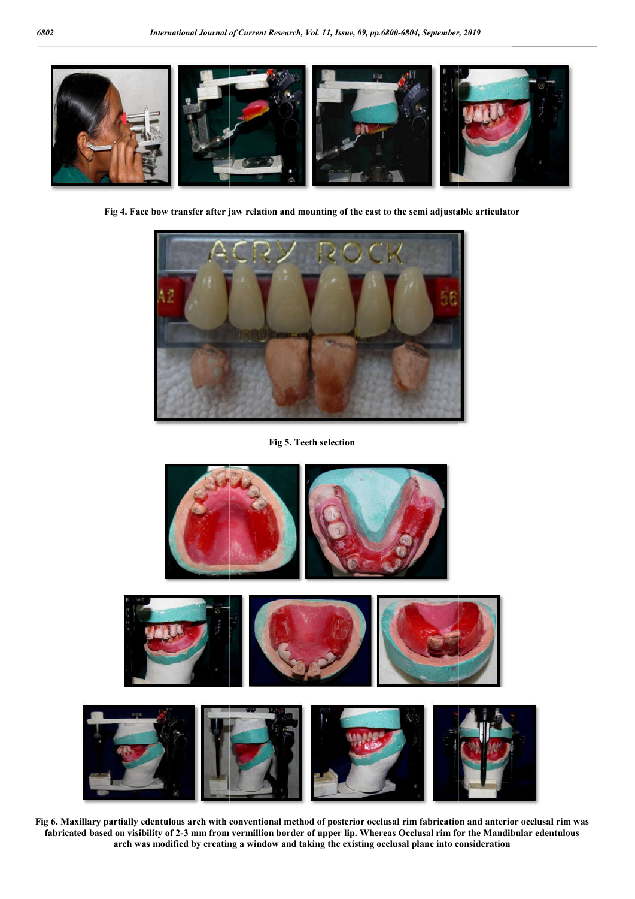Fig 4. Face bow transfer after jaw relation and mounting of the cast to the semi adjustable articulator

Fig 5. Teeth selection

Fig 6. Maxillary partially edentulous arch with conventional method of posterior occlusal rim fabrication and anterior occlusal rim was fabricated based on visibility of 2-3 mm from vermillion border of upper lip. Whereas Occlusal rim for the Mandibular edentulous arch was modified by creating a window and taking the existing occlusal plane into consideration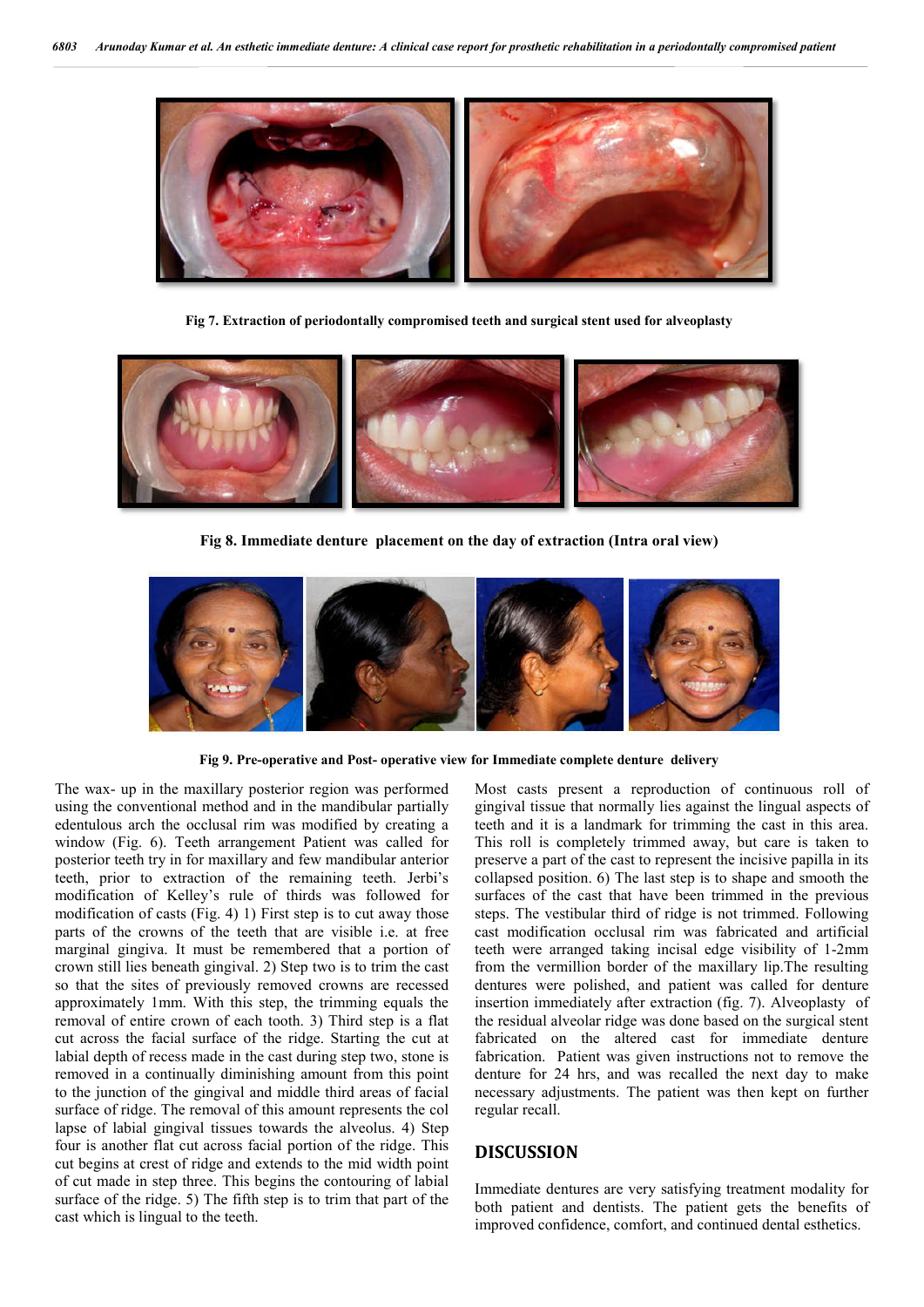Fig 7. Extraction of periodontally compromised teeth and surgical stent used for alveoplasty

Fig 8. Immediate denture placement on the day of extraction (Intra oral view)

Fig 9. Pre-operative and Post- operative view for Immediate complete denture delivery

The wax- up in the maxillary posterior region was performed using the conventional method and in the mandibular partially edentulous arch the occlusal rim was modified by creating a window (Fig. 6). Teeth arrangement Patient was called for posterior teeth try in for maxillary and few mandibular anterior teeth, prior to extraction of the remaining teeth. Jerbi's modification of Kelley's rule of thirds was followed for modification of casts (Fig. 4) 1) First step is to cut away those parts of the crowns of the teeth that are visible i.e. at free marginal gingiva. It must be remembered that a portion of crown still lies beneath gingival. 2) Step two is to trim the cast so that the sites of previously removed crowns are recessed approximately 1mm. With this step, the trimming equals the removal of entire crown of each tooth. 3) Third step is a flat cut across the facial surface of the ridge. Starting the cut at labial depth of recess made in the cast during step two, stone is removed in a continually diminishing amount from this point to the junction of the gingival and middle third areas of facial surface of ridge. The removal of this amount represents the col lapse of labial gingival tissues towards the alveolus. 4) Step four is another flat cut across facial portion of the ridge. This cut begins at crest of ridge and extends to the mid width point of cut made in step three. This begins the contouring of labial surface of the ridge. 5) The fifth step is to trim that part of the cast which is lingual to the teeth. Most casts present a reproduction of continuous roll of gingival tissue that normally lies against the lingual aspects of teeth and it is a landmark for trimming the cast in this area. This roll is completely trimmed away, but care is taken to preserve a part of the cast to represent the incisive papilla in its collapsed position. 6) The last step is to shape and smooth the surfaces of the cast that have been trimmed in the previous steps. The vestibular third of ridge is not trimmed. Following cast modification occlusal rim was fabricated and artificial teeth were arranged taking incisal edge visibility of 1-2mm from the vermillion border of the maxillary lip.The resulting dentures were polished, and patient was called for denture insertion immediately after extraction (fig. 7). Alveoplasty of the residual alveolar ridge was done based on the surgical stent fabricated on the altered cast for immediate denture fabrication. Patient was given instructions not to remove the denture for 24 hrs, and was recalled the next day to make necessary adjustments. The patient was then kept on further regular recall.

## DISCUSSION

Immediate dentures are very satisfying treatment modality for both patient and dentists. The patient gets the benefits of improved confidence, comfort, and continued dental esthetics.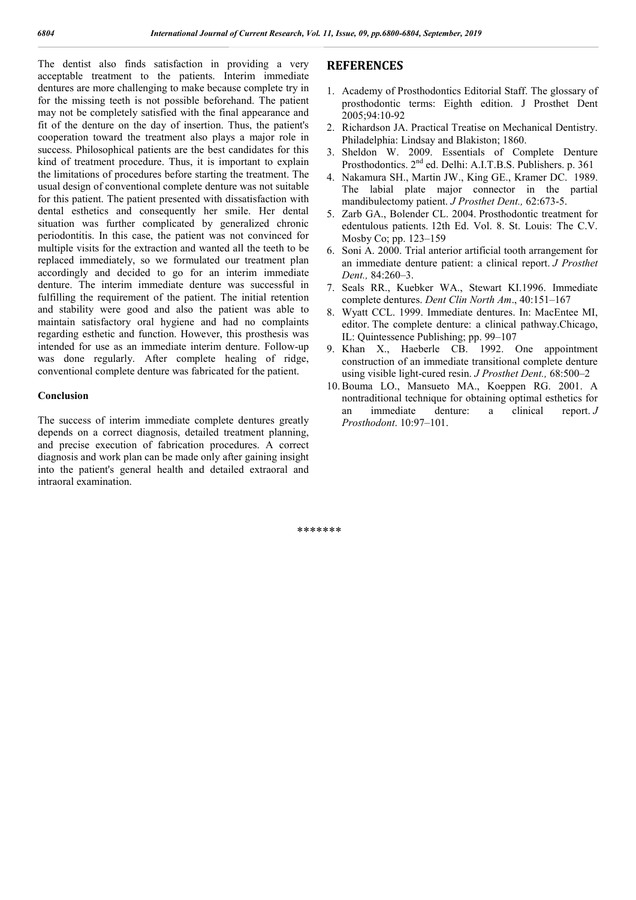The dentist also finds satisfaction in providing a very acceptable treatment to the patients. Interim immediate dentures are more challenging to make because complete try in for the missing teeth is not possible beforehand. The patient may not be completely satisfied with the final appearance and fit of the denture on the day of insertion. Thus, the patient's cooperation toward the treatment also plays a major role in success. Philosophical patients are the best candidates for this kind of treatment procedure. Thus, it is important to explain the limitations of procedures before starting the treatment. The usual design of conventional complete denture was not suitable for this patient. The patient presented with dissatisfaction with dental esthetics and consequently her smile. Her dental situation was further complicated by generalized chronic periodontitis. In this case, the patient was not convinced for multiple visits for the extraction and wanted all the teeth to be replaced immediately, so we formulated our treatment plan accordingly and decided to go for an interim immediate denture. The interim immediate denture was successful in fulfilling the requirement of the patient. The initial retention and stability were good and also the patient was able to maintain satisfactory oral hygiene and had no complaints regarding esthetic and function. However, this prosthesis was intended for use as an immediate interim denture. Follow-up was done regularly. After complete healing of ridge, conventional complete denture was fabricated for the patient.

### Conclusion

The success of interim immediate complete dentures greatly depends on a correct diagnosis, detailed treatment planning, and precise execution of fabrication procedures. A correct diagnosis and work plan can be made only after gaining insight into the patient's general health and detailed extraoral and intraoral examination.

## REFERENCES

1. Academy of Prosthodontics Editorial Staff. The glossary of prosthodontic terms: Eighth edition. J Prosthet Dent 2005;94:10-92
2. Richardson JA. Practical Treatise on Mechanical Dentistry. Philadelphia: Lindsay and Blakiston; 1860.
3. Sheldon W. 2009. Essentials of Complete Denture Prosthodontics. 2nd ed. Delhi: A.I.T.B.S. Publishers. p. 361
4. Nakamura SH., Martin JW., King GE., Kramer DC. 1989. The labial plate major connector in the partial mandibulectomy patient. *J Prosthet Dent.,* 62:673-5.
5. Zarb GA., Bolender CL. 2004. Prosthodontic treatment for edentulous patients. 12th Ed. Vol. 8. St. Louis: The C.V. Mosby Co; pp. 123–159
6. Soni A. 2000. Trial anterior artificial tooth arrangement for an immediate denture patient: a clinical report. *J Prosthet Dent.,* 84:260–3.
7. Seals RR., Kuebker WA., Stewart KI.1996. Immediate complete dentures. *Dent Clin North Am*., 40:151–167
8. Wyatt CCL. 1999. Immediate dentures. In: MacEntee MI, editor. The complete denture: a clinical pathway.Chicago, IL: Quintessence Publishing; pp. 99–107
9. Khan X., Haeberle CB. 1992. One appointment construction of an immediate transitional complete denture using visible light-cured resin. *J Prosthet Dent.,* 68:500–2
10. Bouma LO., Mansueto MA., Koeppen RG. 2001. A nontraditional technique for obtaining optimal esthetics for an immediate denture: a clinical report. *J Prosthodont*. 10:97–101.

\*\*\*\*\*\*\*